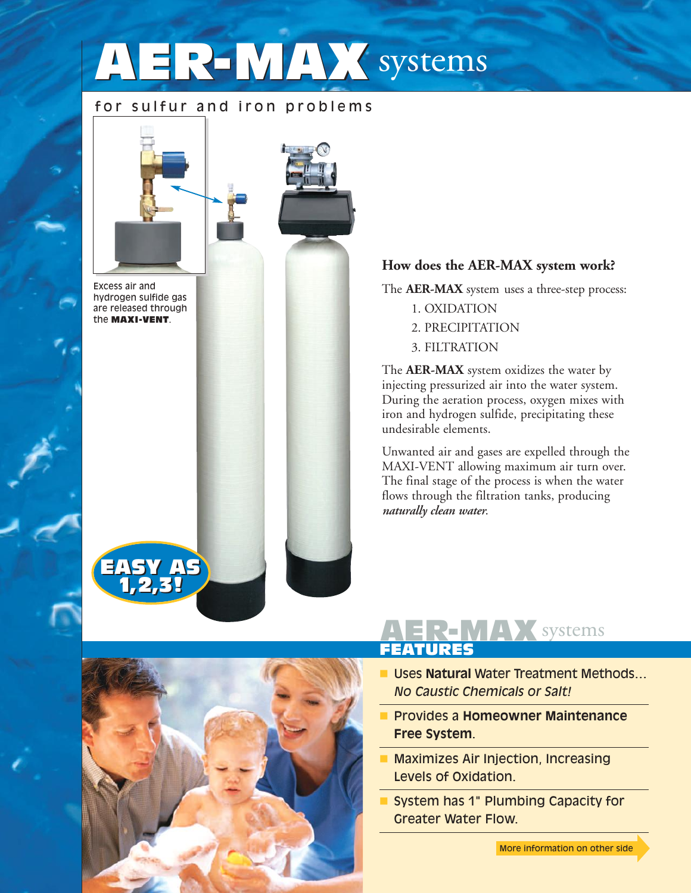# AER-MAX systems

for sulfur and iron problems

Excess air and hydrogen sulfide gas are released through the **MAXI-VENT**.

EASY AS 1,2,3!

## How does the AER-MAX system work?

The **AER-MAX** system uses a three-step process:

1. OXIDATION
2. PRECIPITATION
3. FILTRATION

The **AER-MAX** system oxidizes the water by injecting pressurized air into the water system. During the aeration process, oxygen mixes with iron and hydrogen sulfide, precipitating these undesirable elements.

Unwanted air and gases are expelled through the MAXI-VENT allowing maximum air turn over. The final stage of the process is when the water flows through the filtration tanks, producing *naturally clean water*.

## AER-MAX systems FEATURES

- Uses **Natural** Water Treatment Methods... *No Caustic Chemicals or Salt!*
- Provides a **Homeowner Maintenance Free System**.
- Maximizes Air Injection, Increasing Levels of Oxidation.
- System has 1" Plumbing Capacity for Greater Water Flow.

More information on other side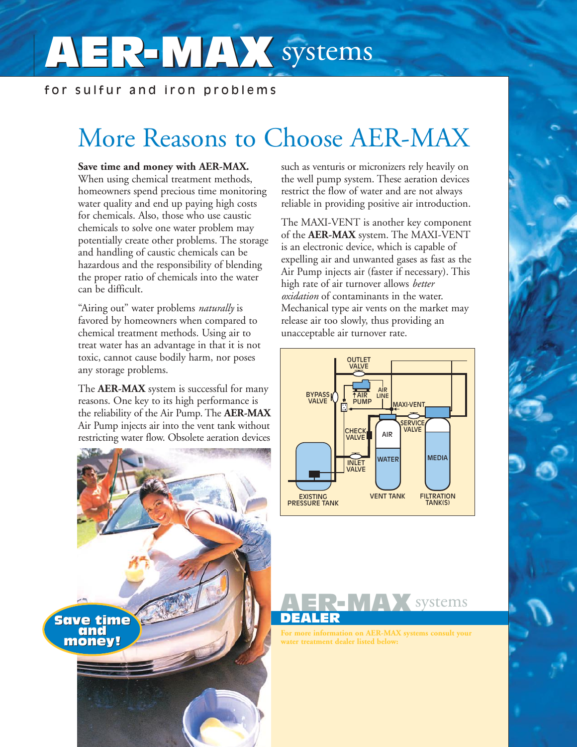# AER-MAX systems

for sulfur and iron problems

## More Reasons to Choose AER-MAX

**Save time and money with AER-MAX.** When using chemical treatment methods, homeowners spend precious time monitoring water quality and end up paying high costs for chemicals. Also, those who use caustic chemicals to solve one water problem may potentially create other problems. The storage and handling of caustic chemicals can be hazardous and the responsibility of blending the proper ratio of chemicals into the water can be difficult.

"Airing out" water problems *naturally* is favored by homeowners when compared to chemical treatment methods. Using air to treat water has an advantage in that it is not toxic, cannot cause bodily harm, nor poses any storage problems.

The **AER-MAX** system is successful for many reasons. One key to its high performance is the reliability of the Air Pump. The **AER-MAX** Air Pump injects air into the vent tank without restricting water flow. Obsolete aeration devices such as venturis or micronizers rely heavily on the well pump system. These aeration devices restrict the flow of water and are not always reliable in providing positive air introduction.

The MAXI-VENT is another key component of the **AER-MAX** system. The MAXI-VENT is an electronic device, which is capable of expelling air and unwanted gases as fast as the Air Pump injects air (faster if necessary). This high rate of air turnover allows *better oxidation* of contaminants in the water. Mechanical type air vents on the market may release air too slowly, thus providing an unacceptable air turnover rate.

OUTLET VALVE
BYPASS VALVE
AIR PUMP
AIR LINE
MAXI-VENT
SERVICE VALVE
CHECK VALVE
AIR
WATER
MEDIA
INLET VALVE
EXISTING PRESSURE TANK
VENT TANK
FILTRATION TANK(S)

Save time and money!

AER-MAX systems
DEALER

For more information on AER-MAX systems consult your water treatment dealer listed below: